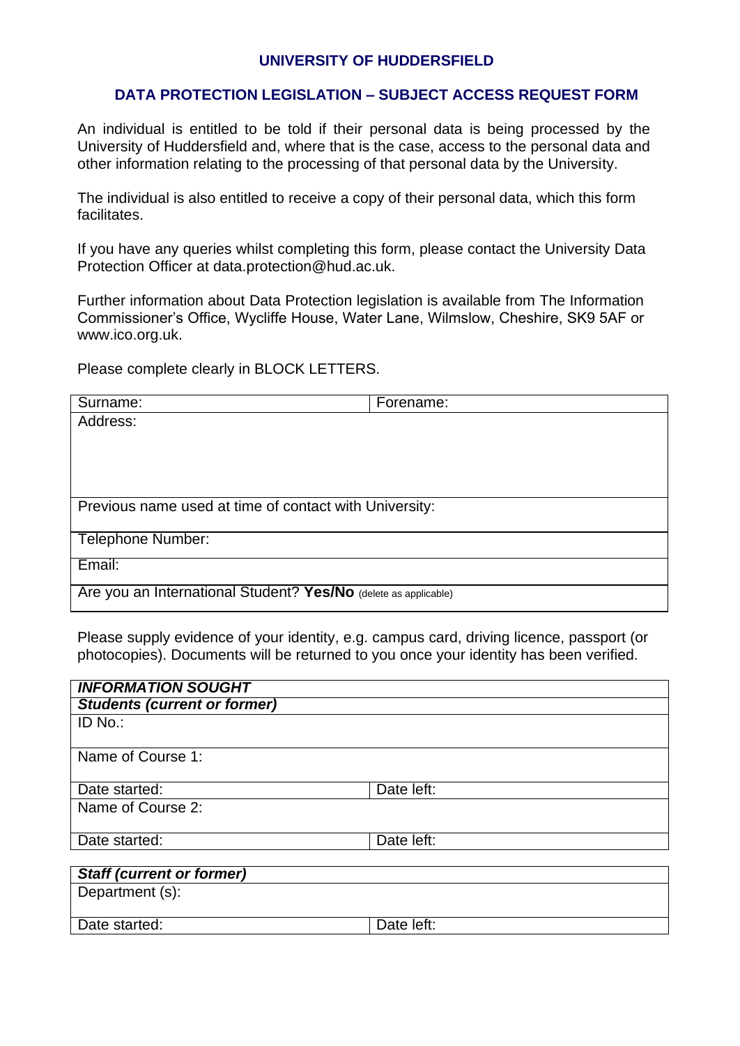# UNIVERSITY OF HUDDERSFIELD

## DATA PROTECTION LEGISLATION – SUBJECT ACCESS REQUEST FORM

An individual is entitled to be told if their personal data is being processed by the University of Huddersfield and, where that is the case, access to the personal data and other information relating to the processing of that personal data by the University.

The individual is also entitled to receive a copy of their personal data, which this form facilitates.

If you have any queries whilst completing this form, please contact the University Data Protection Officer at data.protection@hud.ac.uk.

Further information about Data Protection legislation is available from The Information Commissioner's Office, Wycliffe House, Water Lane, Wilmslow, Cheshire, SK9 5AF or www.ico.org.uk.

Please complete clearly in BLOCK LETTERS.

| Surname: | Forename: |
|---|---|
| Address: | |
| Previous name used at time of contact with University: | |
| Telephone Number: | |
| Email: | |
| Are you an International Student? **Yes/No** (delete as applicable) | |

Please supply evidence of your identity, e.g. campus card, driving licence, passport (or photocopies). Documents will be returned to you once your identity has been verified.

| ***INFORMATION SOUGHT*** | |
|---|---|
| ***Students (current or former)*** | |
| ID No.: | |
| Name of Course 1: | |
| Date started: | Date left: |
| Name of Course 2: | |
| Date started: | Date left: |

| ***Staff (current or former)*** | |
|---|---|
| Department (s): | |
| Date started: | Date left: |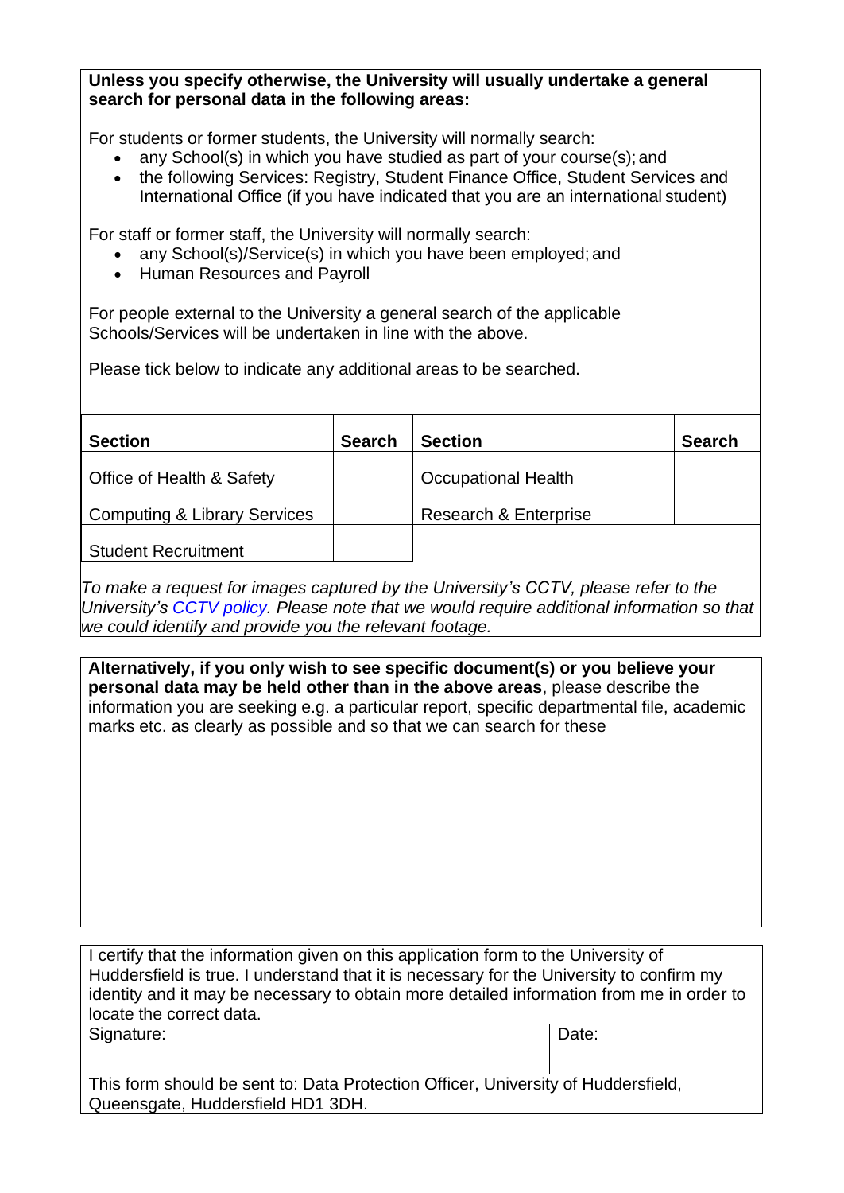**Unless you specify otherwise, the University will usually undertake a general search for personal data in the following areas:**

For students or former students, the University will normally search:

- any School(s) in which you have studied as part of your course(s); and
- the following Services: Registry, Student Finance Office, Student Services and International Office (if you have indicated that you are an international student)

For staff or former staff, the University will normally search:

- any School(s)/Service(s) in which you have been employed; and
- Human Resources and Payroll

For people external to the University a general search of the applicable Schools/Services will be undertaken in line with the above.

Please tick below to indicate any additional areas to be searched.

| Section | Search | Section | Search |
|---|---|---|---|
| Office of Health & Safety | | Occupational Health | |
| Computing & Library Services | | Research & Enterprise | |
| Student Recruitment | | | |

*To make a request for images captured by the University's CCTV, please refer to the University's [CCTV policy](). Please note that we would require additional information so that we could identify and provide you the relevant footage.*

**Alternatively, if you only wish to see specific document(s) or you believe your personal data may be held other than in the above areas**, please describe the information you are seeking e.g. a particular report, specific departmental file, academic marks etc. as clearly as possible and so that we can search for these

I certify that the information given on this application form to the University of Huddersfield is true. I understand that it is necessary for the University to confirm my identity and it may be necessary to obtain more detailed information from me in order to locate the correct data.

| Signature: | Date: |
|---|---|
| | |

This form should be sent to: Data Protection Officer, University of Huddersfield, Queensgate, Huddersfield HD1 3DH.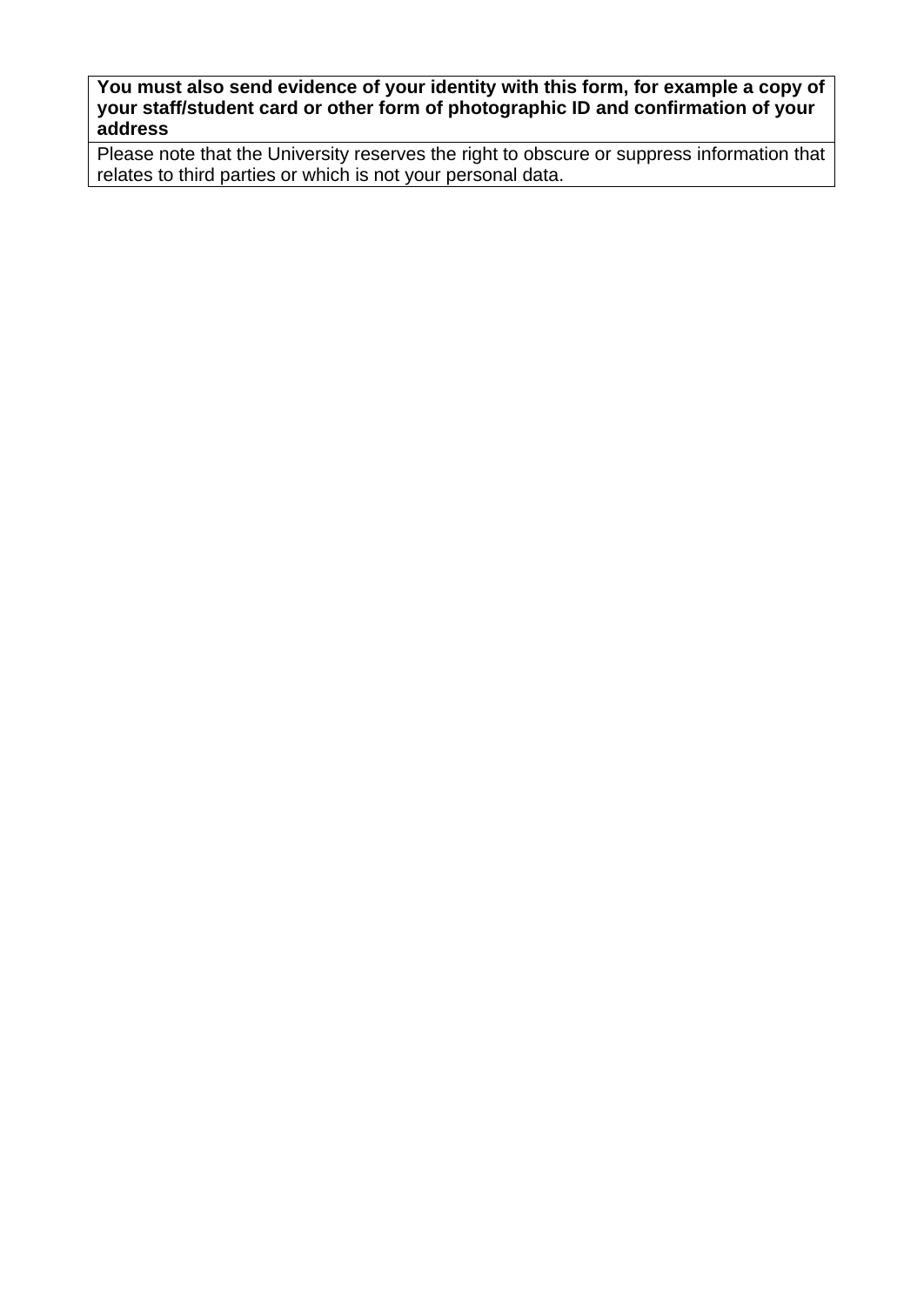| |
|---|
| **You must also send evidence of your identity with this form, for example a copy of your staff/student card or other form of photographic ID and confirmation of your address** |
| Please note that the University reserves the right to obscure or suppress information that relates to third parties or which is not your personal data. |